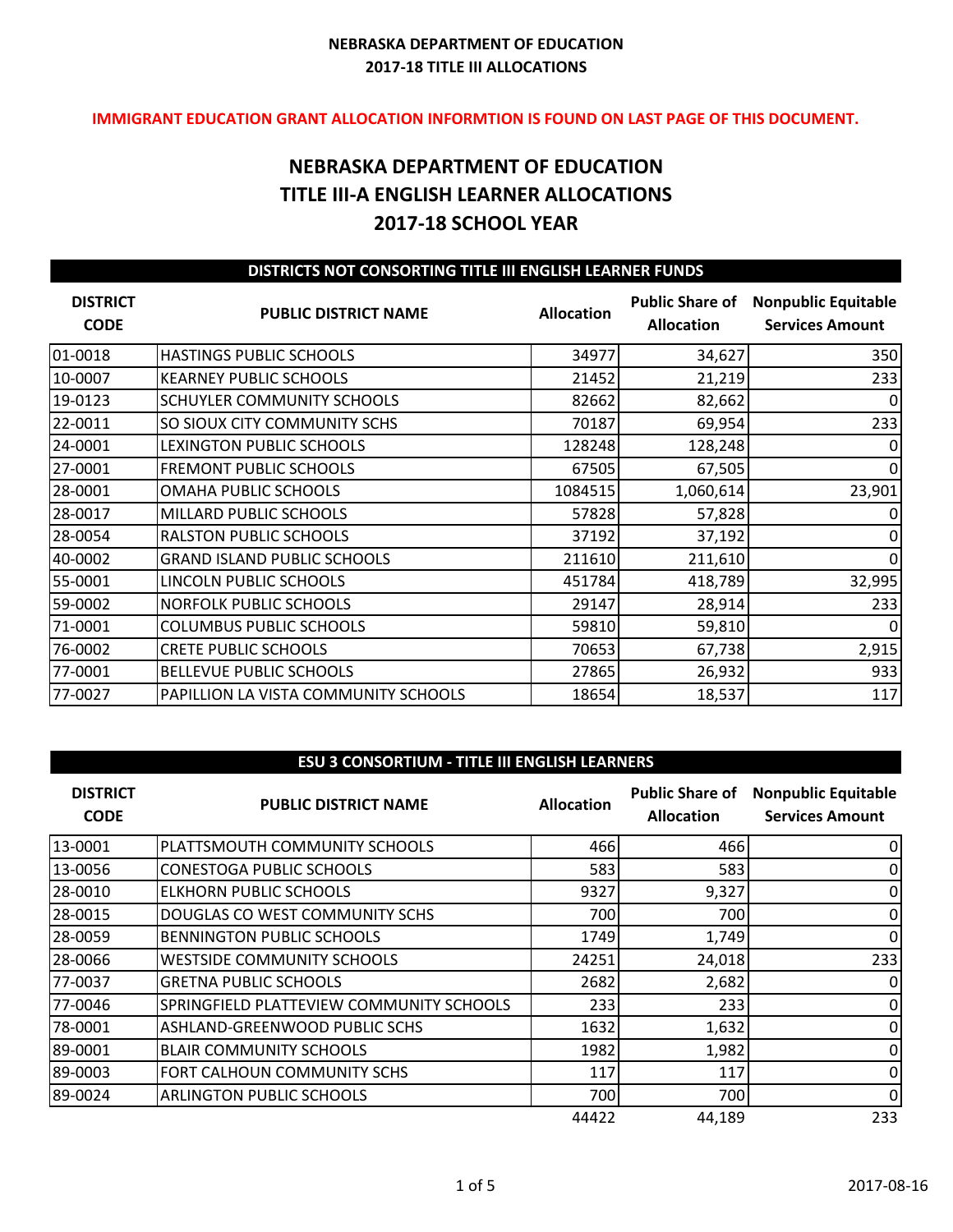**NEBRASKA DEPARTMENT OF EDUCATION**
**2017-18 TITLE III ALLOCATIONS**

**IMMIGRANT EDUCATION GRANT ALLOCATION INFORMTION IS FOUND ON LAST PAGE OF THIS DOCUMENT.**

# NEBRASKA DEPARTMENT OF EDUCATION
# TITLE III-A ENGLISH LEARNER ALLOCATIONS
# 2017-18 SCHOOL YEAR

## DISTRICTS NOT CONSORTING TITLE III ENGLISH LEARNER FUNDS

| DISTRICT CODE | PUBLIC DISTRICT NAME | Allocation | Public Share of Allocation | Nonpublic Equitable Services Amount |
|---|---|---|---|---|
| 01-0018 | HASTINGS PUBLIC SCHOOLS | 34977 | 34,627 | 350 |
| 10-0007 | KEARNEY PUBLIC SCHOOLS | 21452 | 21,219 | 233 |
| 19-0123 | SCHUYLER COMMUNITY SCHOOLS | 82662 | 82,662 | 0 |
| 22-0011 | SO SIOUX CITY COMMUNITY SCHS | 70187 | 69,954 | 233 |
| 24-0001 | LEXINGTON PUBLIC SCHOOLS | 128248 | 128,248 | 0 |
| 27-0001 | FREMONT PUBLIC SCHOOLS | 67505 | 67,505 | 0 |
| 28-0001 | OMAHA PUBLIC SCHOOLS | 1084515 | 1,060,614 | 23,901 |
| 28-0017 | MILLARD PUBLIC SCHOOLS | 57828 | 57,828 | 0 |
| 28-0054 | RALSTON PUBLIC SCHOOLS | 37192 | 37,192 | 0 |
| 40-0002 | GRAND ISLAND PUBLIC SCHOOLS | 211610 | 211,610 | 0 |
| 55-0001 | LINCOLN PUBLIC SCHOOLS | 451784 | 418,789 | 32,995 |
| 59-0002 | NORFOLK PUBLIC SCHOOLS | 29147 | 28,914 | 233 |
| 71-0001 | COLUMBUS PUBLIC SCHOOLS | 59810 | 59,810 | 0 |
| 76-0002 | CRETE PUBLIC SCHOOLS | 70653 | 67,738 | 2,915 |
| 77-0001 | BELLEVUE PUBLIC SCHOOLS | 27865 | 26,932 | 933 |
| 77-0027 | PAPILLION LA VISTA COMMUNITY SCHOOLS | 18654 | 18,537 | 117 |

## ESU 3 CONSORTIUM - TITLE III ENGLISH LEARNERS

| DISTRICT CODE | PUBLIC DISTRICT NAME | Allocation | Public Share of Allocation | Nonpublic Equitable Services Amount |
|---|---|---|---|---|
| 13-0001 | PLATTSMOUTH COMMUNITY SCHOOLS | 466 | 466 | 0 |
| 13-0056 | CONESTOGA PUBLIC SCHOOLS | 583 | 583 | 0 |
| 28-0010 | ELKHORN PUBLIC SCHOOLS | 9327 | 9,327 | 0 |
| 28-0015 | DOUGLAS CO WEST COMMUNITY SCHS | 700 | 700 | 0 |
| 28-0059 | BENNINGTON PUBLIC SCHOOLS | 1749 | 1,749 | 0 |
| 28-0066 | WESTSIDE COMMUNITY SCHOOLS | 24251 | 24,018 | 233 |
| 77-0037 | GRETNA PUBLIC SCHOOLS | 2682 | 2,682 | 0 |
| 77-0046 | SPRINGFIELD PLATTEVIEW COMMUNITY SCHOOLS | 233 | 233 | 0 |
| 78-0001 | ASHLAND-GREENWOOD PUBLIC SCHS | 1632 | 1,632 | 0 |
| 89-0001 | BLAIR COMMUNITY SCHOOLS | 1982 | 1,982 | 0 |
| 89-0003 | FORT CALHOUN COMMUNITY SCHS | 117 | 117 | 0 |
| 89-0024 | ARLINGTON PUBLIC SCHOOLS | 700 | 700 | 0 |
| | | 44422 | 44,189 | 233 |

2017-08-16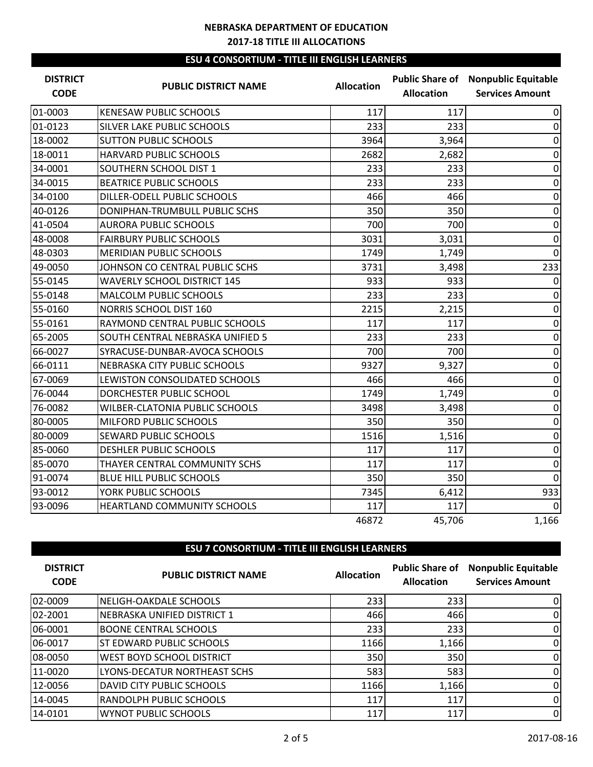**NEBRASKA DEPARTMENT OF EDUCATION**
**2017-18 TITLE III ALLOCATIONS**

## ESU 4 CONSORTIUM - TITLE III ENGLISH LEARNERS

| DISTRICT CODE | PUBLIC DISTRICT NAME | Allocation | Public Share of Allocation | Nonpublic Equitable Services Amount |
|---|---|---|---|---|
| 01-0003 | KENESAW PUBLIC SCHOOLS | 117 | 117 | 0 |
| 01-0123 | SILVER LAKE PUBLIC SCHOOLS | 233 | 233 | 0 |
| 18-0002 | SUTTON PUBLIC SCHOOLS | 3964 | 3,964 | 0 |
| 18-0011 | HARVARD PUBLIC SCHOOLS | 2682 | 2,682 | 0 |
| 34-0001 | SOUTHERN SCHOOL DIST 1 | 233 | 233 | 0 |
| 34-0015 | BEATRICE PUBLIC SCHOOLS | 233 | 233 | 0 |
| 34-0100 | DILLER-ODELL PUBLIC SCHOOLS | 466 | 466 | 0 |
| 40-0126 | DONIPHAN-TRUMBULL PUBLIC SCHS | 350 | 350 | 0 |
| 41-0504 | AURORA PUBLIC SCHOOLS | 700 | 700 | 0 |
| 48-0008 | FAIRBURY PUBLIC SCHOOLS | 3031 | 3,031 | 0 |
| 48-0303 | MERIDIAN PUBLIC SCHOOLS | 1749 | 1,749 | 0 |
| 49-0050 | JOHNSON CO CENTRAL PUBLIC SCHS | 3731 | 3,498 | 233 |
| 55-0145 | WAVERLY SCHOOL DISTRICT 145 | 933 | 933 | 0 |
| 55-0148 | MALCOLM PUBLIC SCHOOLS | 233 | 233 | 0 |
| 55-0160 | NORRIS SCHOOL DIST 160 | 2215 | 2,215 | 0 |
| 55-0161 | RAYMOND CENTRAL PUBLIC SCHOOLS | 117 | 117 | 0 |
| 65-2005 | SOUTH CENTRAL NEBRASKA UNIFIED 5 | 233 | 233 | 0 |
| 66-0027 | SYRACUSE-DUNBAR-AVOCA SCHOOLS | 700 | 700 | 0 |
| 66-0111 | NEBRASKA CITY PUBLIC SCHOOLS | 9327 | 9,327 | 0 |
| 67-0069 | LEWISTON CONSOLIDATED SCHOOLS | 466 | 466 | 0 |
| 76-0044 | DORCHESTER PUBLIC SCHOOL | 1749 | 1,749 | 0 |
| 76-0082 | WILBER-CLATONIA PUBLIC SCHOOLS | 3498 | 3,498 | 0 |
| 80-0005 | MILFORD PUBLIC SCHOOLS | 350 | 350 | 0 |
| 80-0009 | SEWARD PUBLIC SCHOOLS | 1516 | 1,516 | 0 |
| 85-0060 | DESHLER PUBLIC SCHOOLS | 117 | 117 | 0 |
| 85-0070 | THAYER CENTRAL COMMUNITY SCHS | 117 | 117 | 0 |
| 91-0074 | BLUE HILL PUBLIC SCHOOLS | 350 | 350 | 0 |
| 93-0012 | YORK PUBLIC SCHOOLS | 7345 | 6,412 | 933 |
| 93-0096 | HEARTLAND COMMUNITY SCHOOLS | 117 | 117 | 0 |
| | | 46872 | 45,706 | 1,166 |

## ESU 7 CONSORTIUM - TITLE III ENGLISH LEARNERS

| DISTRICT CODE | PUBLIC DISTRICT NAME | Allocation | Public Share of Allocation | Nonpublic Equitable Services Amount |
|---|---|---|---|---|
| 02-0009 | NELIGH-OAKDALE SCHOOLS | 233 | 233 | 0 |
| 02-2001 | NEBRASKA UNIFIED DISTRICT 1 | 466 | 466 | 0 |
| 06-0001 | BOONE CENTRAL SCHOOLS | 233 | 233 | 0 |
| 06-0017 | ST EDWARD PUBLIC SCHOOLS | 1166 | 1,166 | 0 |
| 08-0050 | WEST BOYD SCHOOL DISTRICT | 350 | 350 | 0 |
| 11-0020 | LYONS-DECATUR NORTHEAST SCHS | 583 | 583 | 0 |
| 12-0056 | DAVID CITY PUBLIC SCHOOLS | 1166 | 1,166 | 0 |
| 14-0045 | RANDOLPH PUBLIC SCHOOLS | 117 | 117 | 0 |
| 14-0101 | WYNOT PUBLIC SCHOOLS | 117 | 117 | 0 |

2017-08-16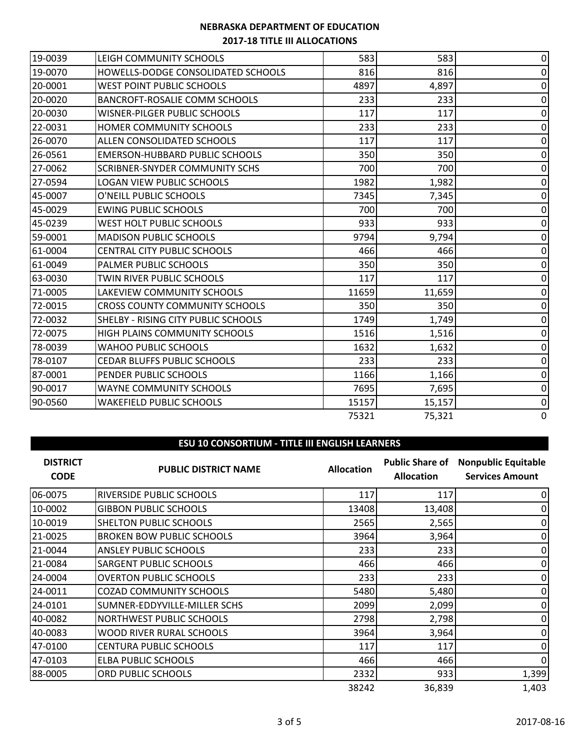# NEBRASKA DEPARTMENT OF EDUCATION
## 2017-18 TITLE III ALLOCATIONS

| | | | | |
|---|---|---|---|---|
| 19-0039 | LEIGH COMMUNITY SCHOOLS | 583 | 583 | 0 |
| 19-0070 | HOWELLS-DODGE CONSOLIDATED SCHOOLS | 816 | 816 | 0 |
| 20-0001 | WEST POINT PUBLIC SCHOOLS | 4897 | 4,897 | 0 |
| 20-0020 | BANCROFT-ROSALIE COMM SCHOOLS | 233 | 233 | 0 |
| 20-0030 | WISNER-PILGER PUBLIC SCHOOLS | 117 | 117 | 0 |
| 22-0031 | HOMER COMMUNITY SCHOOLS | 233 | 233 | 0 |
| 26-0070 | ALLEN CONSOLIDATED SCHOOLS | 117 | 117 | 0 |
| 26-0561 | EMERSON-HUBBARD PUBLIC SCHOOLS | 350 | 350 | 0 |
| 27-0062 | SCRIBNER-SNYDER COMMUNITY SCHS | 700 | 700 | 0 |
| 27-0594 | LOGAN VIEW PUBLIC SCHOOLS | 1982 | 1,982 | 0 |
| 45-0007 | O'NEILL PUBLIC SCHOOLS | 7345 | 7,345 | 0 |
| 45-0029 | EWING PUBLIC SCHOOLS | 700 | 700 | 0 |
| 45-0239 | WEST HOLT PUBLIC SCHOOLS | 933 | 933 | 0 |
| 59-0001 | MADISON PUBLIC SCHOOLS | 9794 | 9,794 | 0 |
| 61-0004 | CENTRAL CITY PUBLIC SCHOOLS | 466 | 466 | 0 |
| 61-0049 | PALMER PUBLIC SCHOOLS | 350 | 350 | 0 |
| 63-0030 | TWIN RIVER PUBLIC SCHOOLS | 117 | 117 | 0 |
| 71-0005 | LAKEVIEW COMMUNITY SCHOOLS | 11659 | 11,659 | 0 |
| 72-0015 | CROSS COUNTY COMMUNITY SCHOOLS | 350 | 350 | 0 |
| 72-0032 | SHELBY - RISING CITY PUBLIC SCHOOLS | 1749 | 1,749 | 0 |
| 72-0075 | HIGH PLAINS COMMUNITY SCHOOLS | 1516 | 1,516 | 0 |
| 78-0039 | WAHOO PUBLIC SCHOOLS | 1632 | 1,632 | 0 |
| 78-0107 | CEDAR BLUFFS PUBLIC SCHOOLS | 233 | 233 | 0 |
| 87-0001 | PENDER PUBLIC SCHOOLS | 1166 | 1,166 | 0 |
| 90-0017 | WAYNE COMMUNITY SCHOOLS | 7695 | 7,695 | 0 |
| 90-0560 | WAKEFIELD PUBLIC SCHOOLS | 15157 | 15,157 | 0 |
| | | 75321 | 75,321 | 0 |

## ESU 10 CONSORTIUM - TITLE III ENGLISH LEARNERS

| DISTRICT CODE | PUBLIC DISTRICT NAME | Allocation | Public Share of Allocation | Nonpublic Equitable Services Amount |
|---|---|---|---|---|
| 06-0075 | RIVERSIDE PUBLIC SCHOOLS | 117 | 117 | 0 |
| 10-0002 | GIBBON PUBLIC SCHOOLS | 13408 | 13,408 | 0 |
| 10-0019 | SHELTON PUBLIC SCHOOLS | 2565 | 2,565 | 0 |
| 21-0025 | BROKEN BOW PUBLIC SCHOOLS | 3964 | 3,964 | 0 |
| 21-0044 | ANSLEY PUBLIC SCHOOLS | 233 | 233 | 0 |
| 21-0084 | SARGENT PUBLIC SCHOOLS | 466 | 466 | 0 |
| 24-0004 | OVERTON PUBLIC SCHOOLS | 233 | 233 | 0 |
| 24-0011 | COZAD COMMUNITY SCHOOLS | 5480 | 5,480 | 0 |
| 24-0101 | SUMNER-EDDYVILLE-MILLER SCHS | 2099 | 2,099 | 0 |
| 40-0082 | NORTHWEST PUBLIC SCHOOLS | 2798 | 2,798 | 0 |
| 40-0083 | WOOD RIVER RURAL SCHOOLS | 3964 | 3,964 | 0 |
| 47-0100 | CENTURA PUBLIC SCHOOLS | 117 | 117 | 0 |
| 47-0103 | ELBA PUBLIC SCHOOLS | 466 | 466 | 0 |
| 88-0005 | ORD PUBLIC SCHOOLS | 2332 | 933 | 1,399 |
| | | 38242 | 36,839 | 1,403 |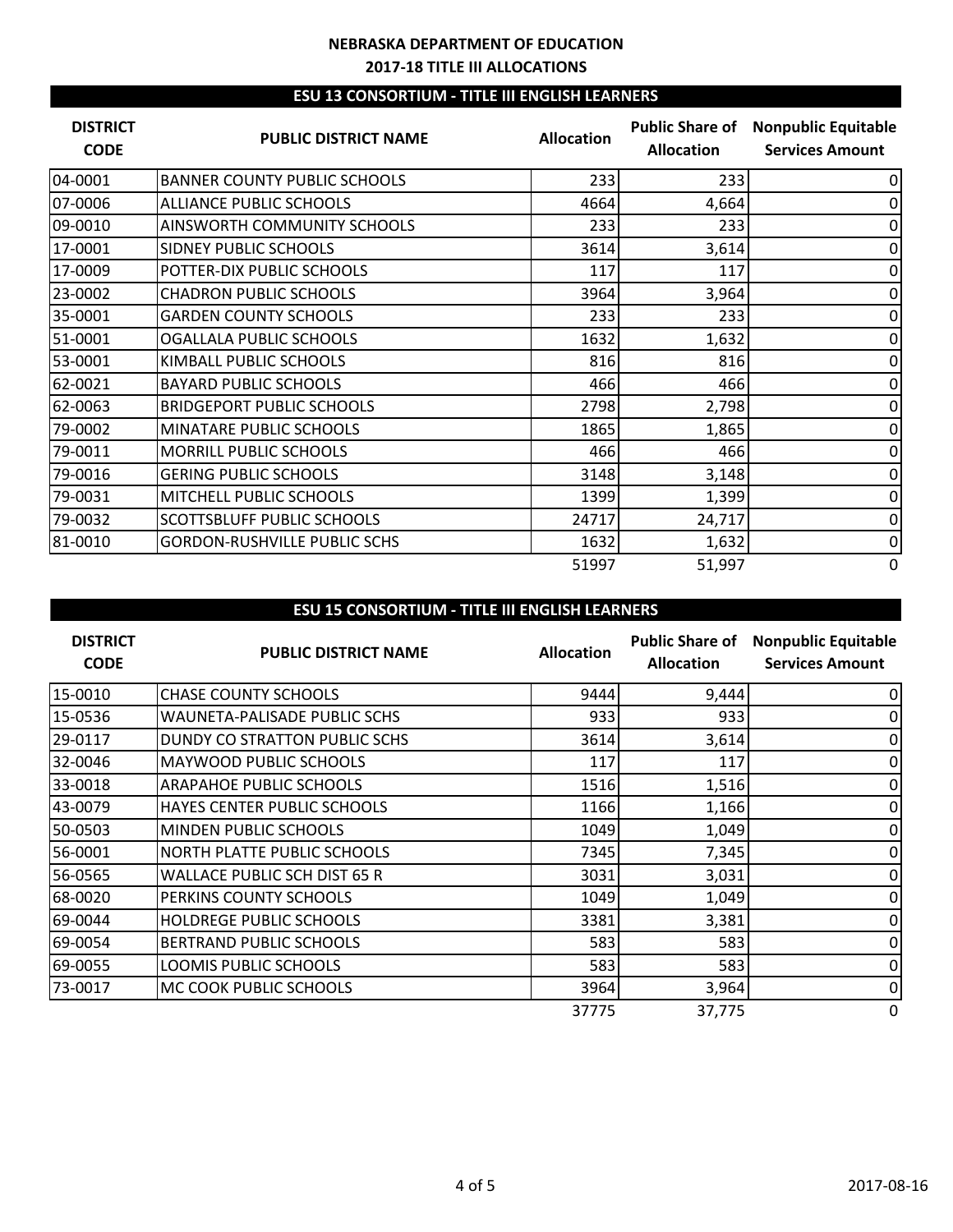**NEBRASKA DEPARTMENT OF EDUCATION**
**2017-18 TITLE III ALLOCATIONS**

## ESU 13 CONSORTIUM - TITLE III ENGLISH LEARNERS

| DISTRICT CODE | PUBLIC DISTRICT NAME | Allocation | Public Share of Allocation | Nonpublic Equitable Services Amount |
|---|---|---|---|---|
| 04-0001 | BANNER COUNTY PUBLIC SCHOOLS | 233 | 233 | 0 |
| 07-0006 | ALLIANCE PUBLIC SCHOOLS | 4664 | 4,664 | 0 |
| 09-0010 | AINSWORTH COMMUNITY SCHOOLS | 233 | 233 | 0 |
| 17-0001 | SIDNEY PUBLIC SCHOOLS | 3614 | 3,614 | 0 |
| 17-0009 | POTTER-DIX PUBLIC SCHOOLS | 117 | 117 | 0 |
| 23-0002 | CHADRON PUBLIC SCHOOLS | 3964 | 3,964 | 0 |
| 35-0001 | GARDEN COUNTY SCHOOLS | 233 | 233 | 0 |
| 51-0001 | OGALLALA PUBLIC SCHOOLS | 1632 | 1,632 | 0 |
| 53-0001 | KIMBALL PUBLIC SCHOOLS | 816 | 816 | 0 |
| 62-0021 | BAYARD PUBLIC SCHOOLS | 466 | 466 | 0 |
| 62-0063 | BRIDGEPORT PUBLIC SCHOOLS | 2798 | 2,798 | 0 |
| 79-0002 | MINATARE PUBLIC SCHOOLS | 1865 | 1,865 | 0 |
| 79-0011 | MORRILL PUBLIC SCHOOLS | 466 | 466 | 0 |
| 79-0016 | GERING PUBLIC SCHOOLS | 3148 | 3,148 | 0 |
| 79-0031 | MITCHELL PUBLIC SCHOOLS | 1399 | 1,399 | 0 |
| 79-0032 | SCOTTSBLUFF PUBLIC SCHOOLS | 24717 | 24,717 | 0 |
| 81-0010 | GORDON-RUSHVILLE PUBLIC SCHS | 1632 | 1,632 | 0 |
| | | 51997 | 51,997 | 0 |

## ESU 15 CONSORTIUM - TITLE III ENGLISH LEARNERS

| DISTRICT CODE | PUBLIC DISTRICT NAME | Allocation | Public Share of Allocation | Nonpublic Equitable Services Amount |
|---|---|---|---|---|
| 15-0010 | CHASE COUNTY SCHOOLS | 9444 | 9,444 | 0 |
| 15-0536 | WAUNETA-PALISADE PUBLIC SCHS | 933 | 933 | 0 |
| 29-0117 | DUNDY CO STRATTON PUBLIC SCHS | 3614 | 3,614 | 0 |
| 32-0046 | MAYWOOD PUBLIC SCHOOLS | 117 | 117 | 0 |
| 33-0018 | ARAPAHOE PUBLIC SCHOOLS | 1516 | 1,516 | 0 |
| 43-0079 | HAYES CENTER PUBLIC SCHOOLS | 1166 | 1,166 | 0 |
| 50-0503 | MINDEN PUBLIC SCHOOLS | 1049 | 1,049 | 0 |
| 56-0001 | NORTH PLATTE PUBLIC SCHOOLS | 7345 | 7,345 | 0 |
| 56-0565 | WALLACE PUBLIC SCH DIST 65 R | 3031 | 3,031 | 0 |
| 68-0020 | PERKINS COUNTY SCHOOLS | 1049 | 1,049 | 0 |
| 69-0044 | HOLDREGE PUBLIC SCHOOLS | 3381 | 3,381 | 0 |
| 69-0054 | BERTRAND PUBLIC SCHOOLS | 583 | 583 | 0 |
| 69-0055 | LOOMIS PUBLIC SCHOOLS | 583 | 583 | 0 |
| 73-0017 | MC COOK PUBLIC SCHOOLS | 3964 | 3,964 | 0 |
| | | 37775 | 37,775 | 0 |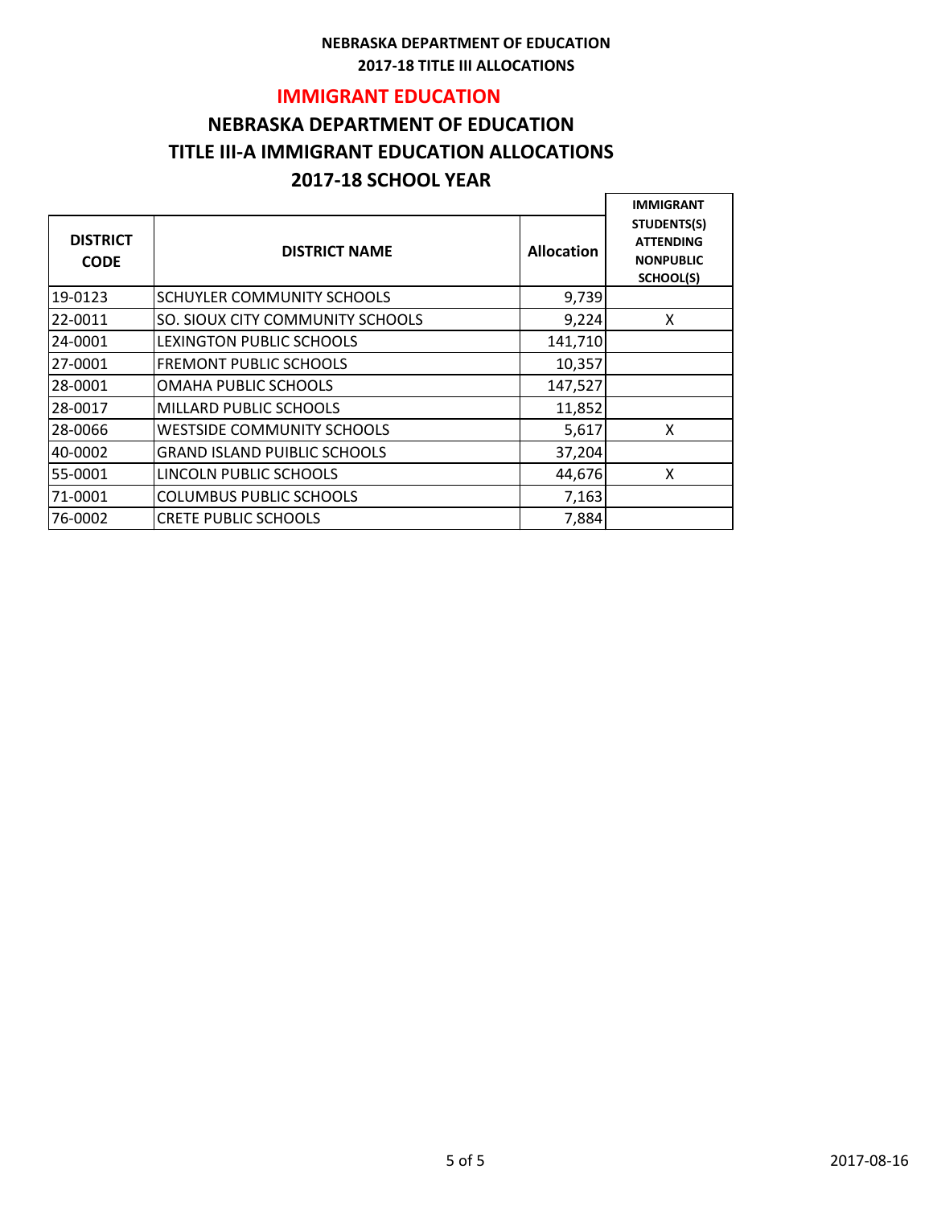NEBRASKA DEPARTMENT OF EDUCATION

2017-18 TITLE III ALLOCATIONS

## IMMIGRANT EDUCATION

# NEBRASKA DEPARTMENT OF EDUCATION
# TITLE III-A IMMIGRANT EDUCATION ALLOCATIONS
# 2017-18 SCHOOL YEAR

| DISTRICT CODE | DISTRICT NAME | Allocation | IMMIGRANT STUDENTS(S) ATTENDING NONPUBLIC SCHOOL(S) |
|---|---|---|---|
| 19-0123 | SCHUYLER COMMUNITY SCHOOLS | 9,739 | |
| 22-0011 | SO. SIOUX CITY COMMUNITY SCHOOLS | 9,224 | X |
| 24-0001 | LEXINGTON PUBLIC SCHOOLS | 141,710 | |
| 27-0001 | FREMONT PUBLIC SCHOOLS | 10,357 | |
| 28-0001 | OMAHA PUBLIC SCHOOLS | 147,527 | |
| 28-0017 | MILLARD PUBLIC SCHOOLS | 11,852 | |
| 28-0066 | WESTSIDE COMMUNITY SCHOOLS | 5,617 | X |
| 40-0002 | GRAND ISLAND PUIBLIC SCHOOLS | 37,204 | |
| 55-0001 | LINCOLN PUBLIC SCHOOLS | 44,676 | X |
| 71-0001 | COLUMBUS PUBLIC SCHOOLS | 7,163 | |
| 76-0002 | CRETE PUBLIC SCHOOLS | 7,884 | |

2017-08-16